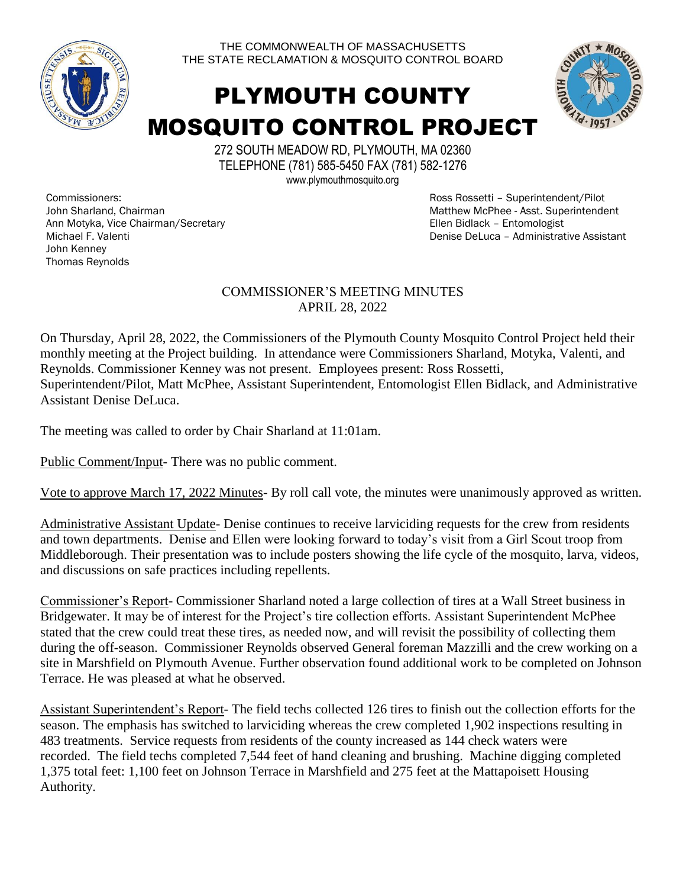THE COMMONWEALTH OF MASSACHUSETTS
THE STATE RECLAMATION & MOSQUITO CONTROL BOARD

# PLYMOUTH COUNTY MOSQUITO CONTROL PROJECT

272 SOUTH MEADOW RD, PLYMOUTH, MA 02360
TELEPHONE (781) 585-5450 FAX (781) 582-1276
www.plymouthmosquito.org

Commissioners:
John Sharland, Chairman
Ann Motyka, Vice Chairman/Secretary
Michael F. Valenti
John Kenney
Thomas Reynolds

Ross Rossetti – Superintendent/Pilot
Matthew McPhee - Asst. Superintendent
Ellen Bidlack – Entomologist
Denise DeLuca – Administrative Assistant

## COMMISSIONER'S MEETING MINUTES
## APRIL 28, 2022

On Thursday, April 28, 2022, the Commissioners of the Plymouth County Mosquito Control Project held their monthly meeting at the Project building. In attendance were Commissioners Sharland, Motyka, Valenti, and Reynolds. Commissioner Kenney was not present. Employees present: Ross Rossetti, Superintendent/Pilot, Matt McPhee, Assistant Superintendent, Entomologist Ellen Bidlack, and Administrative Assistant Denise DeLuca.

The meeting was called to order by Chair Sharland at 11:01am.

Public Comment/Input- There was no public comment.

Vote to approve March 17, 2022 Minutes- By roll call vote, the minutes were unanimously approved as written.

Administrative Assistant Update- Denise continues to receive larviciding requests for the crew from residents and town departments. Denise and Ellen were looking forward to today's visit from a Girl Scout troop from Middleborough. Their presentation was to include posters showing the life cycle of the mosquito, larva, videos, and discussions on safe practices including repellents.

Commissioner's Report- Commissioner Sharland noted a large collection of tires at a Wall Street business in Bridgewater. It may be of interest for the Project's tire collection efforts. Assistant Superintendent McPhee stated that the crew could treat these tires, as needed now, and will revisit the possibility of collecting them during the off-season. Commissioner Reynolds observed General foreman Mazzilli and the crew working on a site in Marshfield on Plymouth Avenue. Further observation found additional work to be completed on Johnson Terrace. He was pleased at what he observed.

Assistant Superintendent's Report- The field techs collected 126 tires to finish out the collection efforts for the season. The emphasis has switched to larviciding whereas the crew completed 1,902 inspections resulting in 483 treatments. Service requests from residents of the county increased as 144 check waters were recorded. The field techs completed 7,544 feet of hand cleaning and brushing. Machine digging completed 1,375 total feet: 1,100 feet on Johnson Terrace in Marshfield and 275 feet at the Mattapoisett Housing Authority.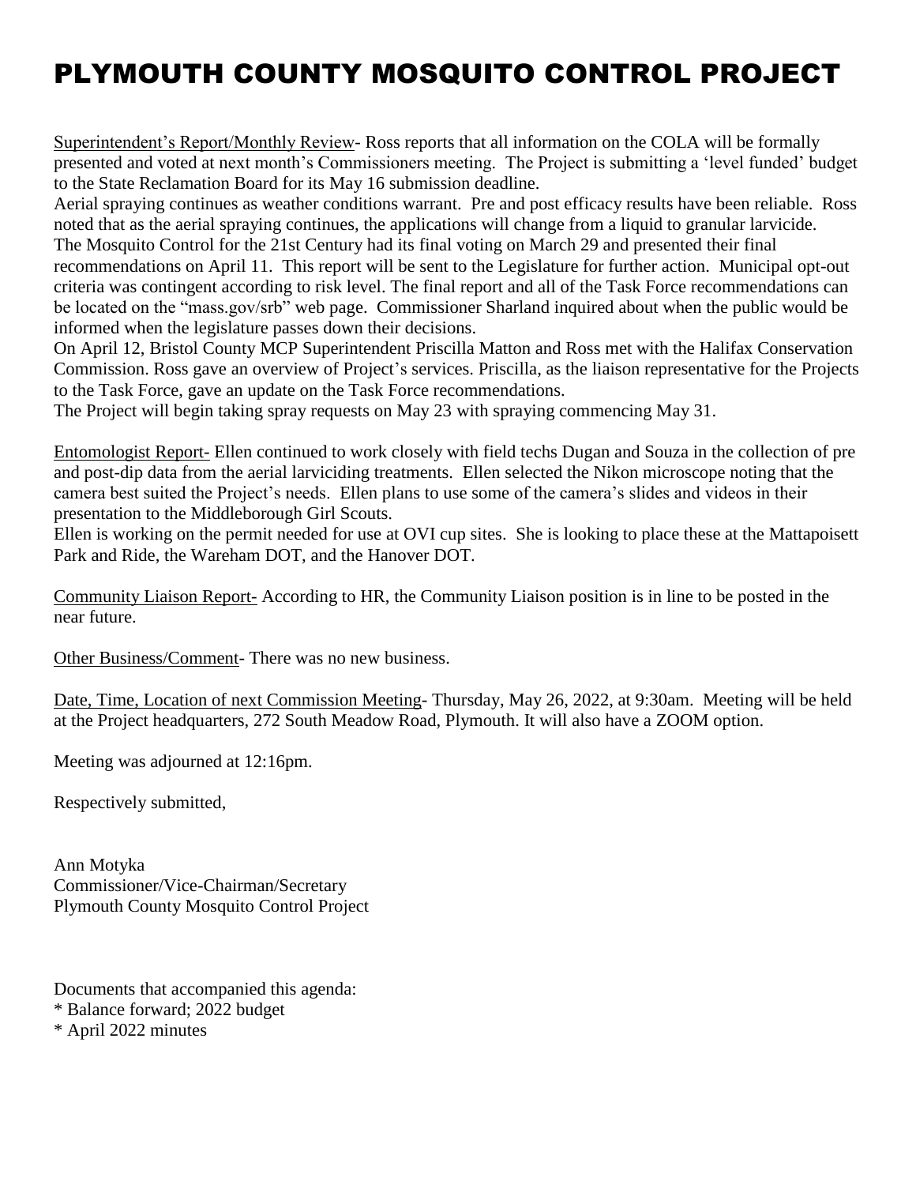# PLYMOUTH COUNTY MOSQUITO CONTROL PROJECT

Superintendent's Report/Monthly Review- Ross reports that all information on the COLA will be formally presented and voted at next month's Commissioners meeting. The Project is submitting a 'level funded' budget to the State Reclamation Board for its May 16 submission deadline.

Aerial spraying continues as weather conditions warrant. Pre and post efficacy results have been reliable. Ross noted that as the aerial spraying continues, the applications will change from a liquid to granular larvicide.

The Mosquito Control for the 21st Century had its final voting on March 29 and presented their final recommendations on April 11. This report will be sent to the Legislature for further action. Municipal opt-out criteria was contingent according to risk level. The final report and all of the Task Force recommendations can be located on the "mass.gov/srb" web page. Commissioner Sharland inquired about when the public would be informed when the legislature passes down their decisions.

On April 12, Bristol County MCP Superintendent Priscilla Matton and Ross met with the Halifax Conservation Commission. Ross gave an overview of Project's services. Priscilla, as the liaison representative for the Projects to the Task Force, gave an update on the Task Force recommendations.

The Project will begin taking spray requests on May 23 with spraying commencing May 31.

Entomologist Report- Ellen continued to work closely with field techs Dugan and Souza in the collection of pre and post-dip data from the aerial larviciding treatments. Ellen selected the Nikon microscope noting that the camera best suited the Project's needs. Ellen plans to use some of the camera's slides and videos in their presentation to the Middleborough Girl Scouts.

Ellen is working on the permit needed for use at OVI cup sites. She is looking to place these at the Mattapoisett Park and Ride, the Wareham DOT, and the Hanover DOT.

Community Liaison Report- According to HR, the Community Liaison position is in line to be posted in the near future.

Other Business/Comment- There was no new business.

Date, Time, Location of next Commission Meeting- Thursday, May 26, 2022, at 9:30am. Meeting will be held at the Project headquarters, 272 South Meadow Road, Plymouth. It will also have a ZOOM option.

Meeting was adjourned at 12:16pm.

Respectively submitted,

Ann Motyka  
Commissioner/Vice-Chairman/Secretary  
Plymouth County Mosquito Control Project

Documents that accompanied this agenda:
* Balance forward; 2022 budget
* April 2022 minutes